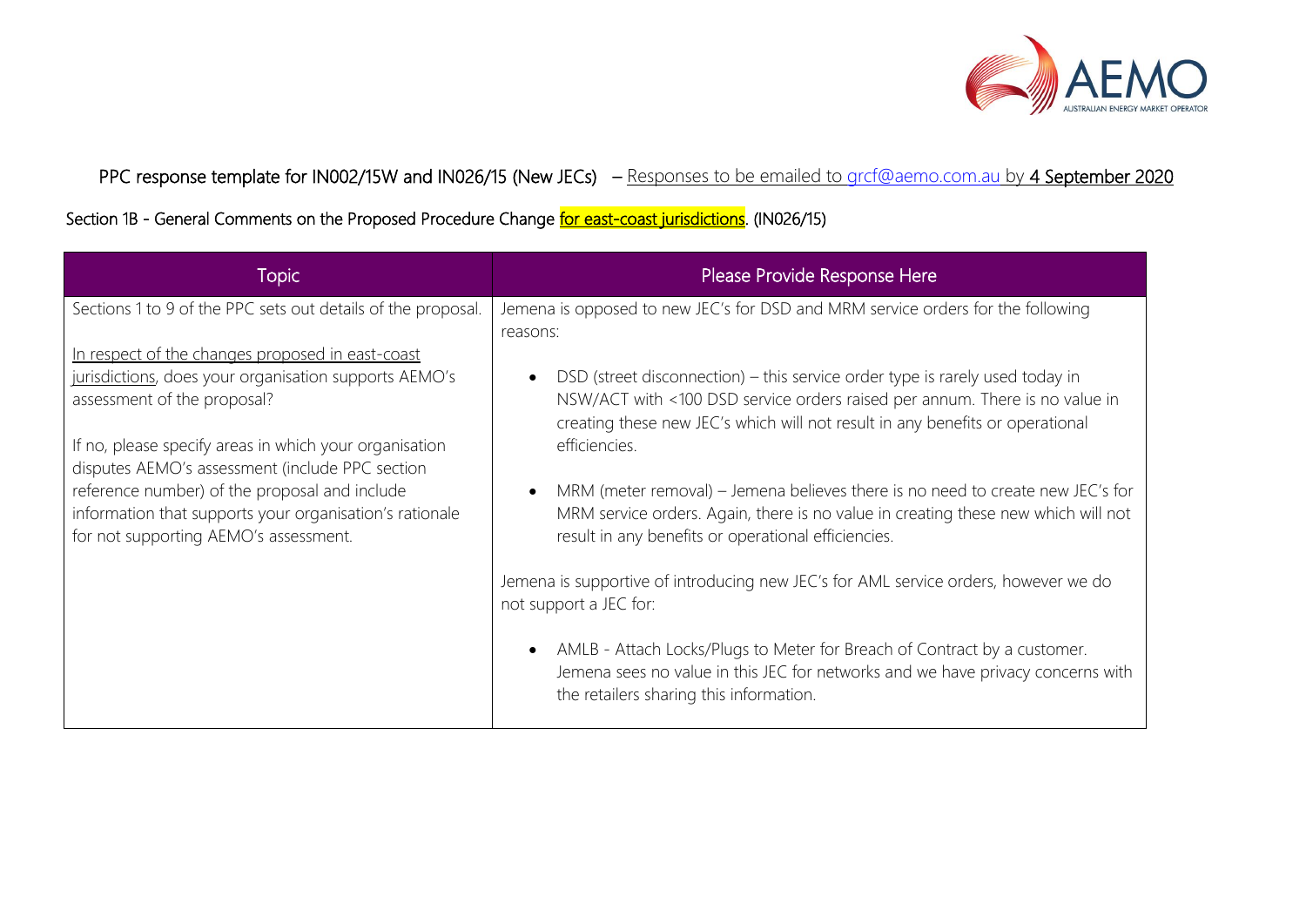PPC response template for IN002/15W and IN026/15 (New JECs) – Responses to be emailed to grcf@aemo.com.au by **4 September 2020**

Section 1B - General Comments on the Proposed Procedure Change for east-coast jurisdictions. (IN026/15)

| Topic | Please Provide Response Here |
| --- | --- |
| Sections 1 to 9 of the PPC sets out details of the proposal.<br><br>In respect of the changes proposed in east-coast jurisdictions, does your organisation supports AEMO's assessment of the proposal?<br><br>If no, please specify areas in which your organisation disputes AEMO's assessment (include PPC section reference number) of the proposal and include information that supports your organisation's rationale for not supporting AEMO's assessment. | Jemena is opposed to new JEC's for DSD and MRM service orders for the following reasons:<br><br>• DSD (street disconnection) – this service order type is rarely used today in NSW/ACT with <100 DSD service orders raised per annum. There is no value in creating these new JEC's which will not result in any benefits or operational efficiencies.<br><br>• MRM (meter removal) – Jemena believes there is no need to create new JEC's for MRM service orders. Again, there is no value in creating these new which will not result in any benefits or operational efficiencies.<br><br>Jemena is supportive of introducing new JEC's for AML service orders, however we do not support a JEC for:<br><br>• AMLB - Attach Locks/Plugs to Meter for Breach of Contract by a customer. Jemena sees no value in this JEC for networks and we have privacy concerns with the retailers sharing this information. |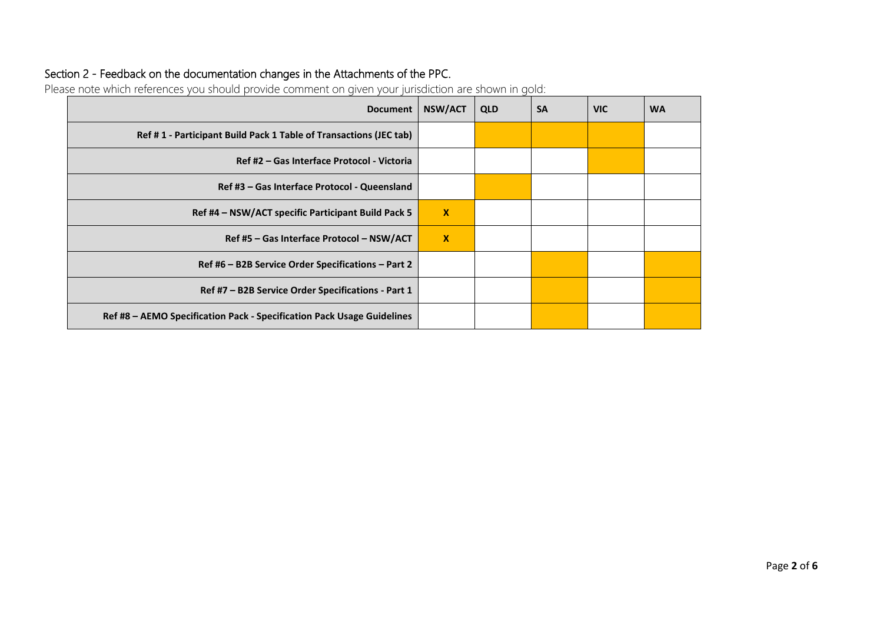## Section 2 - Feedback on the documentation changes in the Attachments of the PPC.

Please note which references you should provide comment on given your jurisdiction are shown in gold:

| Document | NSW/ACT | QLD | SA | VIC | WA |
|---|---|---|---|---|---|
| Ref # 1 - Participant Build Pack 1 Table of Transactions (JEC tab) | | | | | |
| Ref #2 – Gas Interface Protocol - Victoria | | | | | |
| Ref #3 – Gas Interface Protocol - Queensland | | | | | |
| Ref #4 – NSW/ACT specific Participant Build Pack 5 | **X** | | | | |
| Ref #5 – Gas Interface Protocol – NSW/ACT | **X** | | | | |
| Ref #6 – B2B Service Order Specifications – Part 2 | | | | | |
| Ref #7 – B2B Service Order Specifications - Part 1 | | | | | |
| Ref #8 – AEMO Specification Pack - Specification Pack Usage Guidelines | | | | | |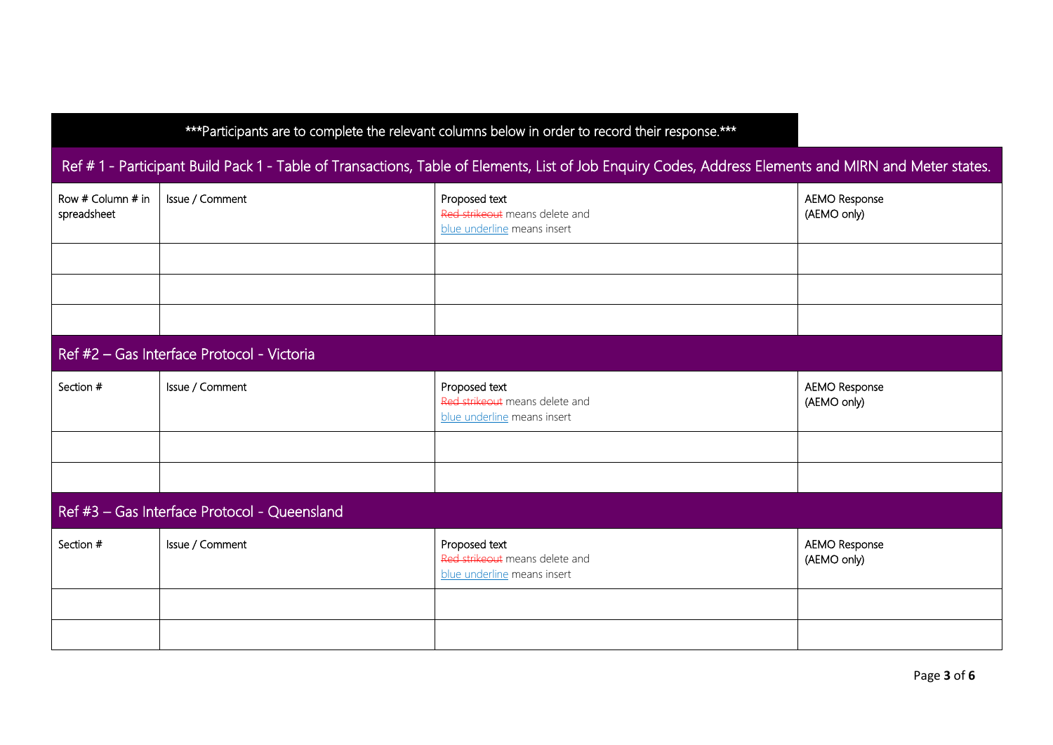***Participants are to complete the relevant columns below in order to record their response.***

## Ref # 1 - Participant Build Pack 1 - Table of Transactions, Table of Elements, List of Job Enquiry Codes, Address Elements and MIRN and Meter states.

| Row # Column # in spreadsheet | Issue / Comment | Proposed text<br>~~Red strikeout~~ means delete and<br><u>blue underline</u> means insert | AEMO Response<br>(AEMO only) |
|---|---|---|---|
| | | | |
| | | | |
| | | | |

## Ref #2 – Gas Interface Protocol - Victoria

| Section # | Issue / Comment | Proposed text<br>~~Red strikeout~~ means delete and<br><u>blue underline</u> means insert | AEMO Response<br>(AEMO only) |
|---|---|---|---|
| | | | |
| | | | |

## Ref #3 – Gas Interface Protocol - Queensland

| Section # | Issue / Comment | Proposed text<br>~~Red strikeout~~ means delete and<br><u>blue underline</u> means insert | AEMO Response<br>(AEMO only) |
|---|---|---|---|
| | | | |
| | | | |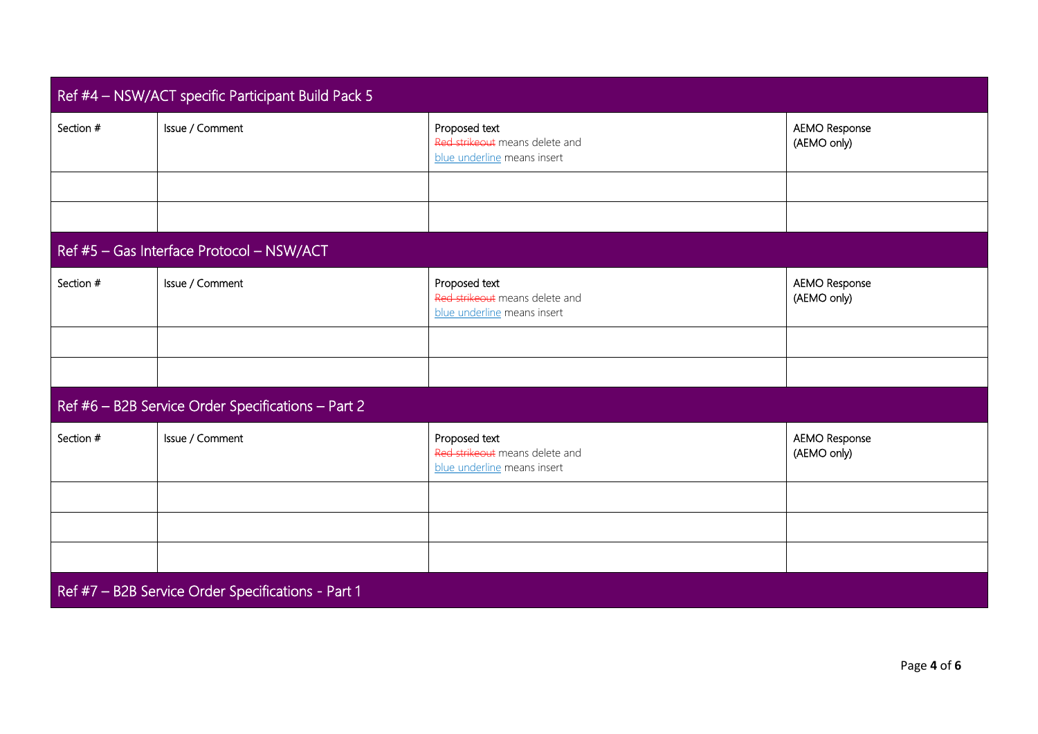## Ref #4 – NSW/ACT specific Participant Build Pack 5

| Section # | Issue / Comment | Proposed text<br>~~Red strikeout~~ means delete and<br><u>blue underline</u> means insert | AEMO Response<br>(AEMO only) |
|---|---|---|---|
| | | | |
| | | | |

## Ref #5 – Gas Interface Protocol – NSW/ACT

| Section # | Issue / Comment | Proposed text<br>~~Red strikeout~~ means delete and<br><u>blue underline</u> means insert | AEMO Response<br>(AEMO only) |
|---|---|---|---|
| | | | |
| | | | |

## Ref #6 – B2B Service Order Specifications – Part 2

| Section # | Issue / Comment | Proposed text<br>~~Red strikeout~~ means delete and<br><u>blue underline</u> means insert | AEMO Response<br>(AEMO only) |
|---|---|---|---|
| | | | |
| | | | |
| | | | |

## Ref #7 – B2B Service Order Specifications - Part 1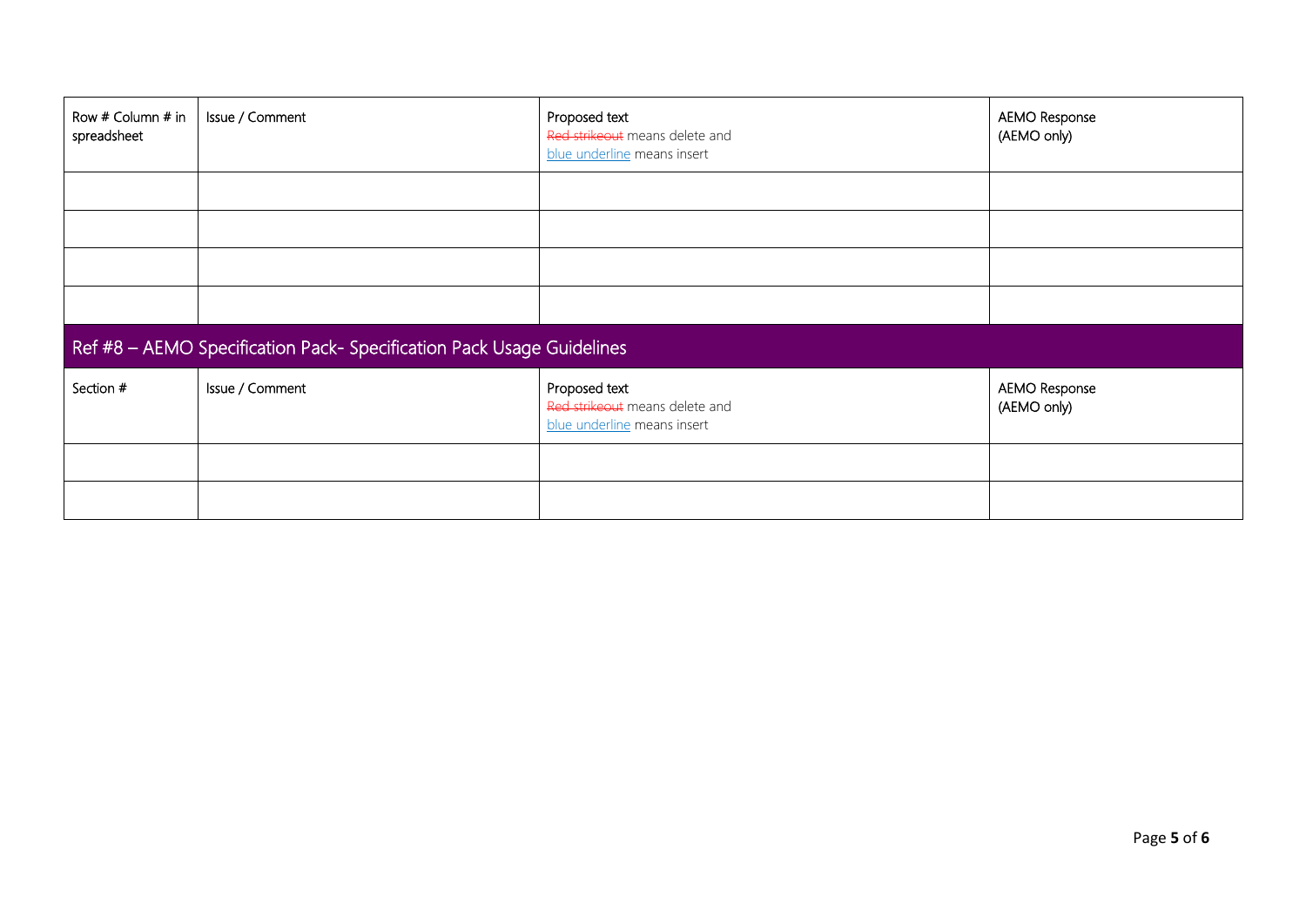| Row # Column # in spreadsheet | Issue / Comment | Proposed text<br>~~Red strikeout~~ means delete and<br><u>blue underline</u> means insert | AEMO Response<br>(AEMO only) |
|---|---|---|---|
| | | | |
| | | | |
| | | | |
| | | | |

## Ref #8 – AEMO Specification Pack- Specification Pack Usage Guidelines

| Section # | Issue / Comment | Proposed text<br>~~Red strikeout~~ means delete and<br><u>blue underline</u> means insert | AEMO Response<br>(AEMO only) |
|---|---|---|---|
| | | | |
| | | | |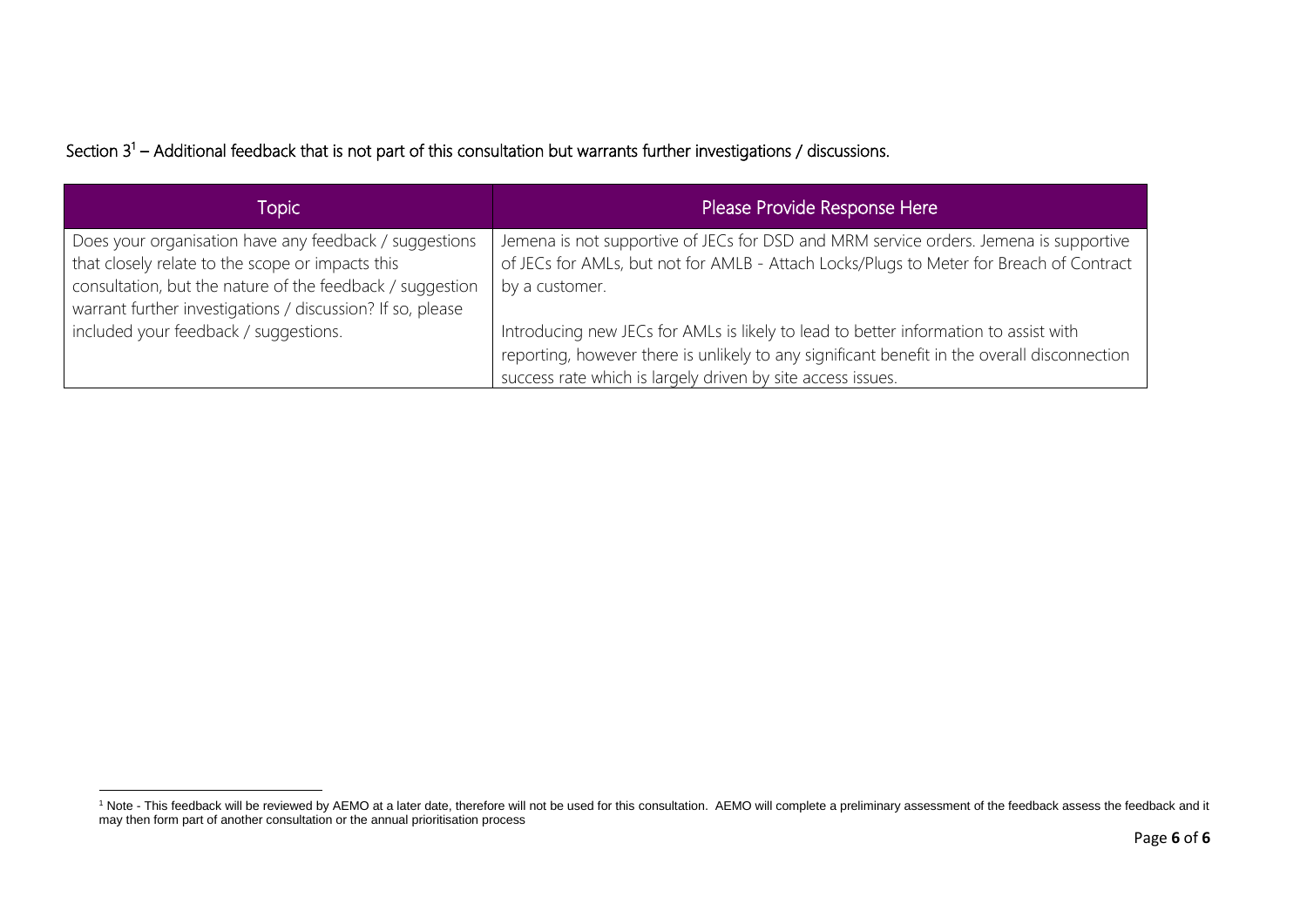Section 3[1] – Additional feedback that is not part of this consultation but warrants further investigations / discussions.

| Topic | Please Provide Response Here |
| --- | --- |
| Does your organisation have any feedback / suggestions that closely relate to the scope or impacts this consultation, but the nature of the feedback / suggestion warrant further investigations / discussion? If so, please included your feedback / suggestions. | Jemena is not supportive of JECs for DSD and MRM service orders. Jemena is supportive of JECs for AMLs, but not for AMLB - Attach Locks/Plugs to Meter for Breach of Contract by a customer.<br><br>Introducing new JECs for AMLs is likely to lead to better information to assist with reporting, however there is unlikely to any significant benefit in the overall disconnection success rate which is largely driven by site access issues. |

[1] Note - This feedback will be reviewed by AEMO at a later date, therefore will not be used for this consultation. AEMO will complete a preliminary assessment of the feedback assess the feedback and it may then form part of another consultation or the annual prioritisation process